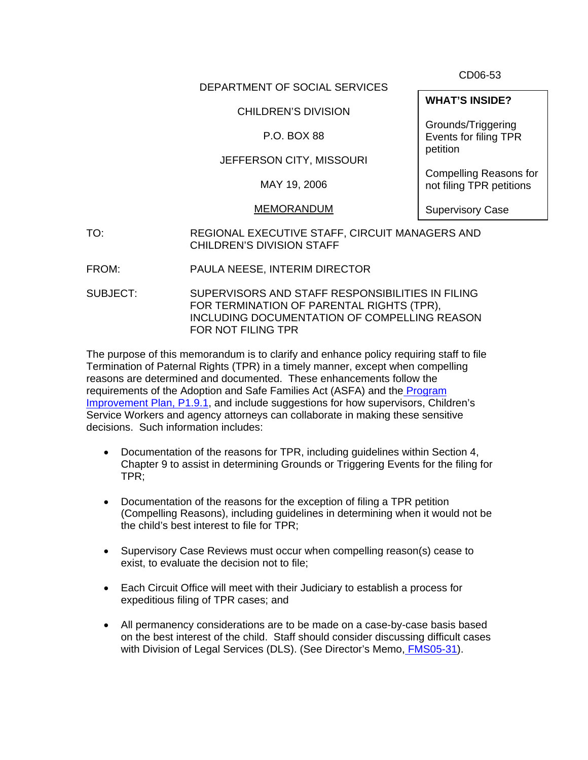CD06-53

DEPARTMENT OF SOCIAL SERVICES

CHILDREN'S DIVISION

P.O. BOX 88

JEFFERSON CITY, MISSOURI

MAY 19, 2006

MEMORANDUM

**WHAT'S INSIDE?**

Grounds/Triggering Events for filing TPR petition

Compelling Reasons for not filing TPR petitions

Supervisory Case

TO: REGIONAL EXECUTIVE STAFF, CIRCUIT MANAGERS AND CHILDREN'S DIVISION STAFF

FROM: PAULA NEESE, INTERIM DIRECTOR

SUBJECT: SUPERVISORS AND STAFF RESPONSIBILITIES IN FILING FOR TERMINATION OF PARENTAL RIGHTS (TPR), INCLUDING DOCUMENTATION OF COMPELLING REASON FOR NOT FILING TPR

The purpose of this memorandum is to clarify and enhance policy requiring staff to file Termination of Paternal Rights (TPR) in a timely manner, except when compelling reasons are determined and documented. These enhancements follow the requirements of the Adoption and Safe Families Act (ASFA) and the Program Improvement Plan, P1.9.1, and include suggestions for how supervisors, Children's Service Workers and agency attorneys can collaborate in making these sensitive decisions. Such information includes:

- Documentation of the reasons for TPR, including guidelines within Section 4, Chapter 9 to assist in determining Grounds or Triggering Events for the filing for TPR;
- Documentation of the reasons for the exception of filing a TPR petition (Compelling Reasons), including guidelines in determining when it would not be the child's best interest to file for TPR;
- Supervisory Case Reviews must occur when compelling reason(s) cease to exist, to evaluate the decision not to file;
- Each Circuit Office will meet with their Judiciary to establish a process for expeditious filing of TPR cases; and
- All permanency considerations are to be made on a case-by-case basis based on the best interest of the child. Staff should consider discussing difficult cases with Division of Legal Services (DLS). (See Director's Memo, FMS05-31).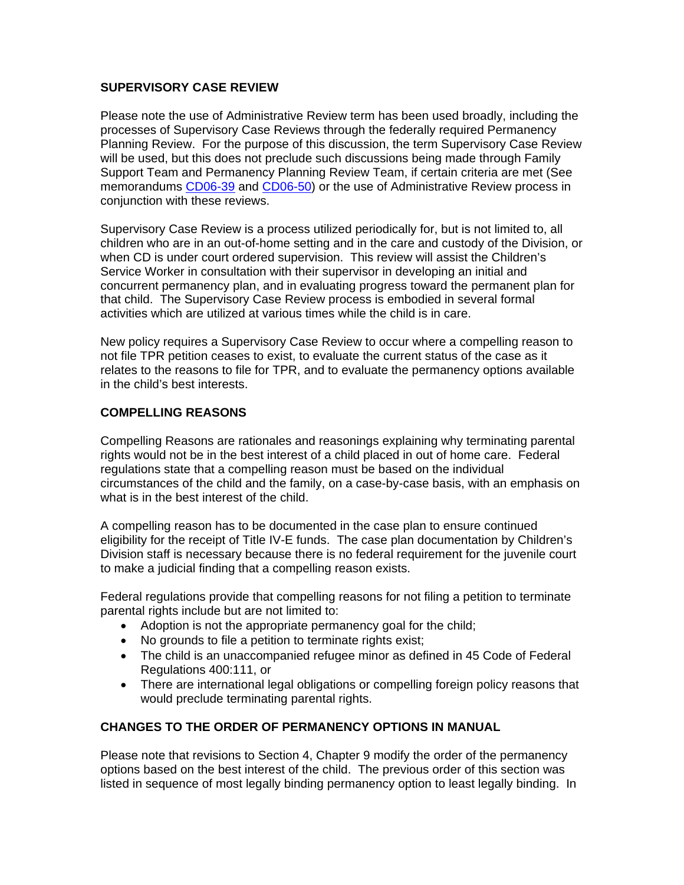**SUPERVISORY CASE REVIEW**

Please note the use of Administrative Review term has been used broadly, including the processes of Supervisory Case Reviews through the federally required Permanency Planning Review. For the purpose of this discussion, the term Supervisory Case Review will be used, but this does not preclude such discussions being made through Family Support Team and Permanency Planning Review Team, if certain criteria are met (See memorandums CD06-39 and CD06-50) or the use of Administrative Review process in conjunction with these reviews.

Supervisory Case Review is a process utilized periodically for, but is not limited to, all children who are in an out-of-home setting and in the care and custody of the Division, or when CD is under court ordered supervision. This review will assist the Children's Service Worker in consultation with their supervisor in developing an initial and concurrent permanency plan, and in evaluating progress toward the permanent plan for that child. The Supervisory Case Review process is embodied in several formal activities which are utilized at various times while the child is in care.

New policy requires a Supervisory Case Review to occur where a compelling reason to not file TPR petition ceases to exist, to evaluate the current status of the case as it relates to the reasons to file for TPR, and to evaluate the permanency options available in the child's best interests.

**COMPELLING REASONS**

Compelling Reasons are rationales and reasonings explaining why terminating parental rights would not be in the best interest of a child placed in out of home care. Federal regulations state that a compelling reason must be based on the individual circumstances of the child and the family, on a case-by-case basis, with an emphasis on what is in the best interest of the child.

A compelling reason has to be documented in the case plan to ensure continued eligibility for the receipt of Title IV-E funds. The case plan documentation by Children's Division staff is necessary because there is no federal requirement for the juvenile court to make a judicial finding that a compelling reason exists.

Federal regulations provide that compelling reasons for not filing a petition to terminate parental rights include but are not limited to:

- Adoption is not the appropriate permanency goal for the child;
- No grounds to file a petition to terminate rights exist;
- The child is an unaccompanied refugee minor as defined in 45 Code of Federal Regulations 400:111, or
- There are international legal obligations or compelling foreign policy reasons that would preclude terminating parental rights.

**CHANGES TO THE ORDER OF PERMANENCY OPTIONS IN MANUAL**

Please note that revisions to Section 4, Chapter 9 modify the order of the permanency options based on the best interest of the child. The previous order of this section was listed in sequence of most legally binding permanency option to least legally binding. In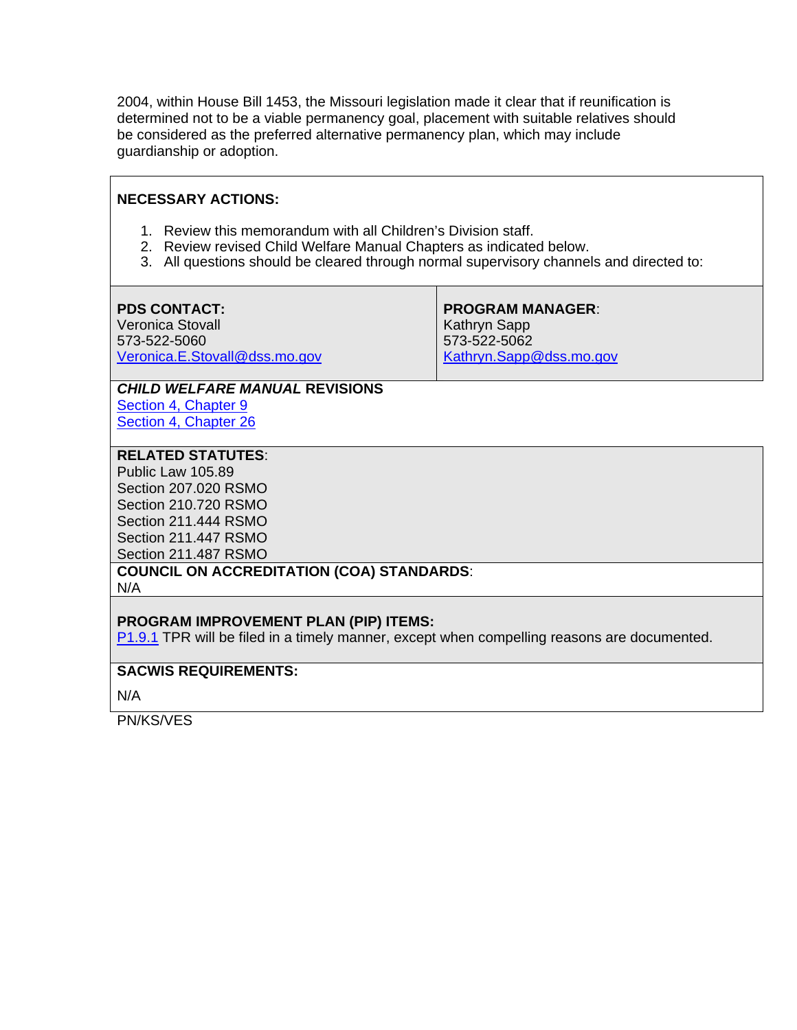2004, within House Bill 1453, the Missouri legislation made it clear that if reunification is determined not to be a viable permanency goal, placement with suitable relatives should be considered as the preferred alternative permanency plan, which may include guardianship or adoption.

**NECESSARY ACTIONS:**

1. Review this memorandum with all Children's Division staff.
2. Review revised Child Welfare Manual Chapters as indicated below.
3. All questions should be cleared through normal supervisory channels and directed to:

| **PDS CONTACT:** | **PROGRAM MANAGER**: |
|---|---|
| Veronica Stovall<br>573-522-5060<br>Veronica.E.Stovall@dss.mo.gov | Kathryn Sapp<br>573-522-5062<br>Kathryn.Sapp@dss.mo.gov |

***CHILD WELFARE MANUAL* REVISIONS**
Section 4, Chapter 9
Section 4, Chapter 26

**RELATED STATUTES**:
Public Law 105.89
Section 207.020 RSMO
Section 210.720 RSMO
Section 211.444 RSMO
Section 211.447 RSMO
Section 211.487 RSMO

**COUNCIL ON ACCREDITATION (COA) STANDARDS**:
N/A

**PROGRAM IMPROVEMENT PLAN (PIP) ITEMS:**
P1.9.1 TPR will be filed in a timely manner, except when compelling reasons are documented.

**SACWIS REQUIREMENTS:**

N/A

PN/KS/VES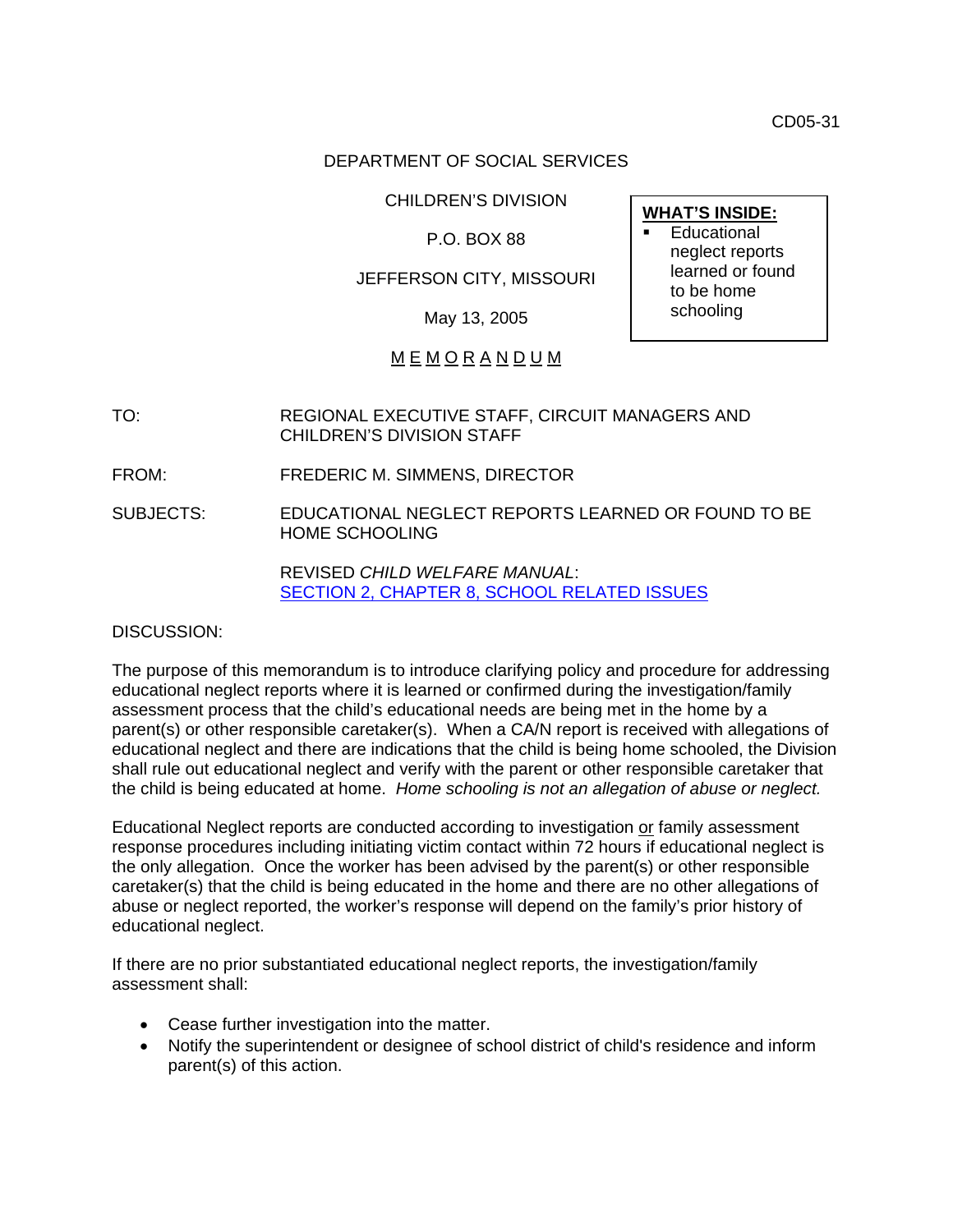CD05-31

DEPARTMENT OF SOCIAL SERVICES

CHILDREN'S DIVISION

P.O. BOX 88

JEFFERSON CITY, MISSOURI

May 13, 2005

**WHAT'S INSIDE:**

- Educational neglect reports learned or found to be home schooling

M E M O R A N D U M

TO: REGIONAL EXECUTIVE STAFF, CIRCUIT MANAGERS AND CHILDREN'S DIVISION STAFF

FROM: FREDERIC M. SIMMENS, DIRECTOR

SUBJECTS: EDUCATIONAL NEGLECT REPORTS LEARNED OR FOUND TO BE HOME SCHOOLING

REVISED *CHILD WELFARE MANUAL*: SECTION 2, CHAPTER 8, SCHOOL RELATED ISSUES

DISCUSSION:

The purpose of this memorandum is to introduce clarifying policy and procedure for addressing educational neglect reports where it is learned or confirmed during the investigation/family assessment process that the child's educational needs are being met in the home by a parent(s) or other responsible caretaker(s). When a CA/N report is received with allegations of educational neglect and there are indications that the child is being home schooled, the Division shall rule out educational neglect and verify with the parent or other responsible caretaker that the child is being educated at home. *Home schooling is not an allegation of abuse or neglect.*

Educational Neglect reports are conducted according to investigation or family assessment response procedures including initiating victim contact within 72 hours if educational neglect is the only allegation. Once the worker has been advised by the parent(s) or other responsible caretaker(s) that the child is being educated in the home and there are no other allegations of abuse or neglect reported, the worker's response will depend on the family's prior history of educational neglect.

If there are no prior substantiated educational neglect reports, the investigation/family assessment shall:

- Cease further investigation into the matter.
- Notify the superintendent or designee of school district of child's residence and inform parent(s) of this action.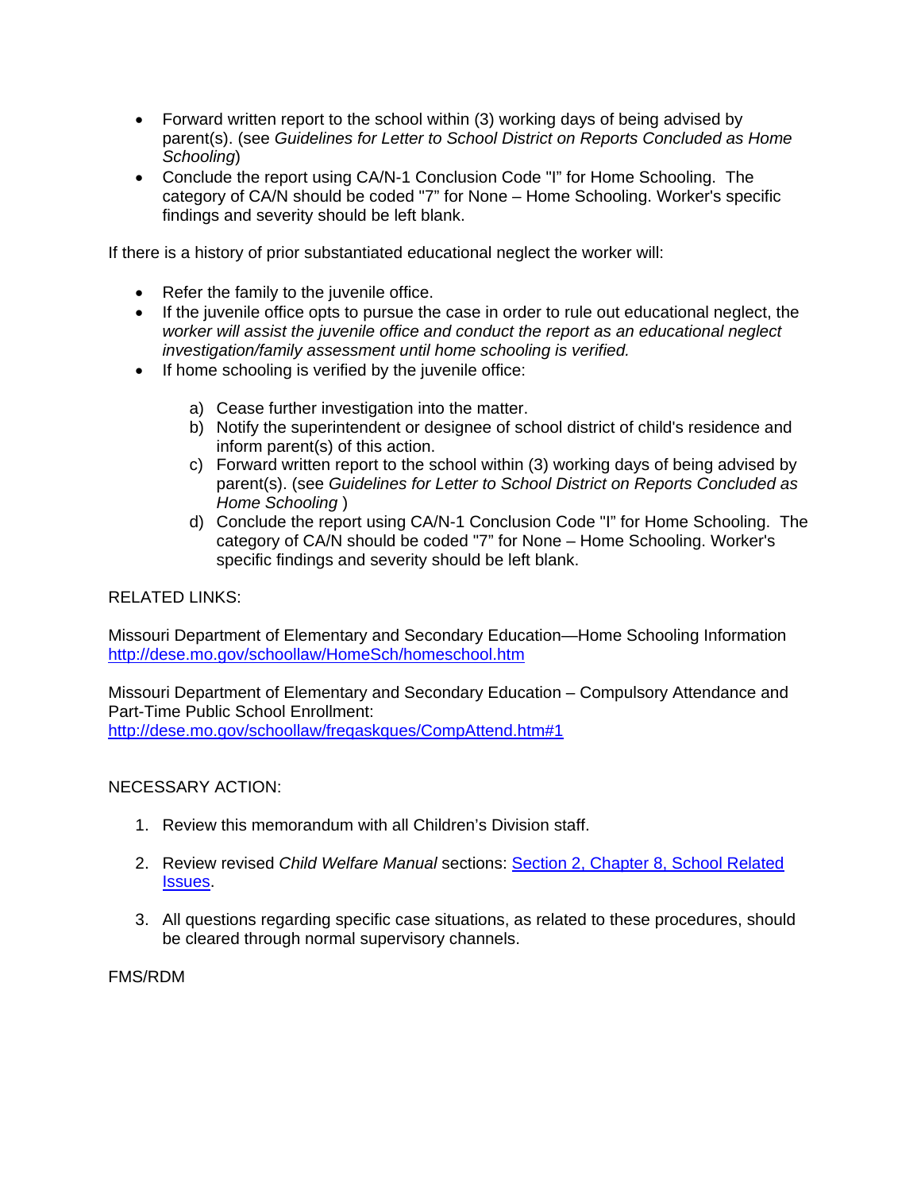- Forward written report to the school within (3) working days of being advised by parent(s). (see *Guidelines for Letter to School District on Reports Concluded as Home Schooling*)
- Conclude the report using CA/N-1 Conclusion Code "I" for Home Schooling. The category of CA/N should be coded "7" for None – Home Schooling. Worker's specific findings and severity should be left blank.

If there is a history of prior substantiated educational neglect the worker will:

- Refer the family to the juvenile office.
- If the juvenile office opts to pursue the case in order to rule out educational neglect, the *worker will assist the juvenile office and conduct the report as an educational neglect investigation/family assessment until home schooling is verified.*
- If home schooling is verified by the juvenile office:

  a) Cease further investigation into the matter.
  b) Notify the superintendent or designee of school district of child's residence and inform parent(s) of this action.
  c) Forward written report to the school within (3) working days of being advised by parent(s). (see *Guidelines for Letter to School District on Reports Concluded as Home Schooling* )
  d) Conclude the report using CA/N-1 Conclusion Code "I" for Home Schooling. The category of CA/N should be coded "7" for None – Home Schooling. Worker's specific findings and severity should be left blank.

RELATED LINKS:

Missouri Department of Elementary and Secondary Education—Home Schooling Information
[http://dese.mo.gov/schoollaw/HomeSch/homeschool.htm](http://dese.mo.gov/schoollaw/HomeSch/homeschool.htm)

Missouri Department of Elementary and Secondary Education – Compulsory Attendance and Part-Time Public School Enrollment:
[http://dese.mo.gov/schoollaw/freqaskques/CompAttend.htm#1](http://dese.mo.gov/schoollaw/freqaskques/CompAttend.htm#1)

NECESSARY ACTION:

1. Review this memorandum with all Children's Division staff.

2. Review revised *Child Welfare Manual* sections: [Section 2, Chapter 8, School Related Issues](#).

3. All questions regarding specific case situations, as related to these procedures, should be cleared through normal supervisory channels.

FMS/RDM